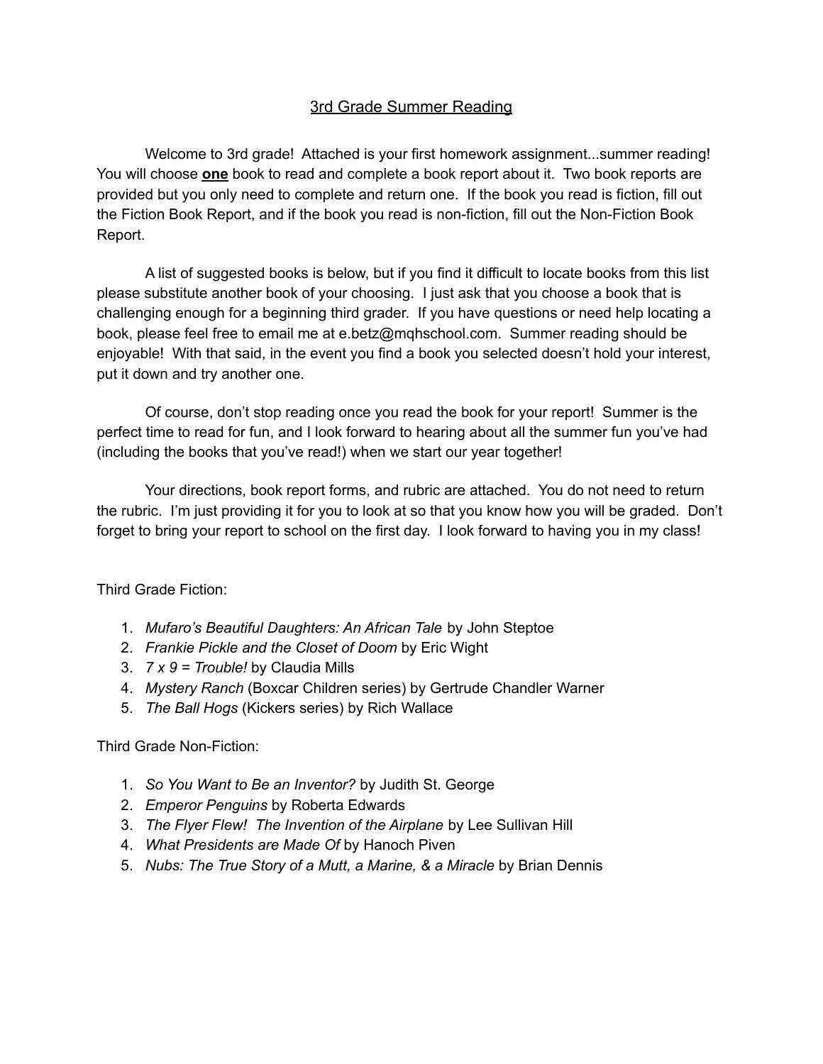# 3rd Grade Summer Reading

Welcome to 3rd grade! Attached is your first homework assignment...summer reading! You will choose **one** book to read and complete a book report about it. Two book reports are provided but you only need to complete and return one. If the book you read is fiction, fill out the Fiction Book Report, and if the book you read is non-fiction, fill out the Non-Fiction Book Report.

A list of suggested books is below, but if you find it difficult to locate books from this list please substitute another book of your choosing. I just ask that you choose a book that is challenging enough for a beginning third grader. If you have questions or need help locating a book, please feel free to email me at e.betz@mqhschool.com. Summer reading should be enjoyable! With that said, in the event you find a book you selected doesn't hold your interest, put it down and try another one.

Of course, don't stop reading once you read the book for your report! Summer is the perfect time to read for fun, and I look forward to hearing about all the summer fun you've had (including the books that you've read!) when we start our year together!

Your directions, book report forms, and rubric are attached. You do not need to return the rubric. I'm just providing it for you to look at so that you know how you will be graded. Don't forget to bring your report to school on the first day. I look forward to having you in my class!

Third Grade Fiction:

1. *Mufaro's Beautiful Daughters: An African Tale* by John Steptoe
2. *Frankie Pickle and the Closet of Doom* by Eric Wight
3. *7 x 9 = Trouble!* by Claudia Mills
4. *Mystery Ranch* (Boxcar Children series) by Gertrude Chandler Warner
5. *The Ball Hogs* (Kickers series) by Rich Wallace

Third Grade Non-Fiction:

1. *So You Want to Be an Inventor?* by Judith St. George
2. *Emperor Penguins* by Roberta Edwards
3. *The Flyer Flew! The Invention of the Airplane* by Lee Sullivan Hill
4. *What Presidents are Made Of* by Hanoch Piven
5. *Nubs: The True Story of a Mutt, a Marine, & a Miracle* by Brian Dennis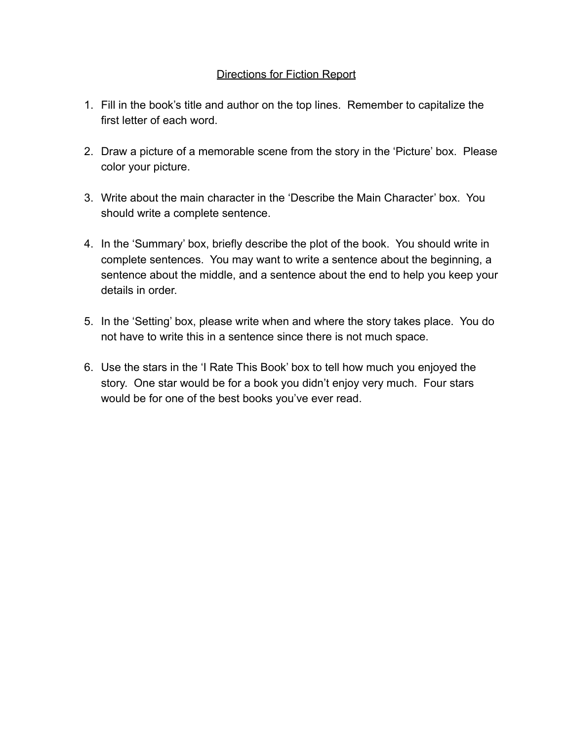# Directions for Fiction Report

1. Fill in the book's title and author on the top lines. Remember to capitalize the first letter of each word.

2. Draw a picture of a memorable scene from the story in the 'Picture' box. Please color your picture.

3. Write about the main character in the 'Describe the Main Character' box. You should write a complete sentence.

4. In the 'Summary' box, briefly describe the plot of the book. You should write in complete sentences. You may want to write a sentence about the beginning, a sentence about the middle, and a sentence about the end to help you keep your details in order.

5. In the 'Setting' box, please write when and where the story takes place. You do not have to write this in a sentence since there is not much space.

6. Use the stars in the 'I Rate This Book' box to tell how much you enjoyed the story. One star would be for a book you didn't enjoy very much. Four stars would be for one of the best books you've ever read.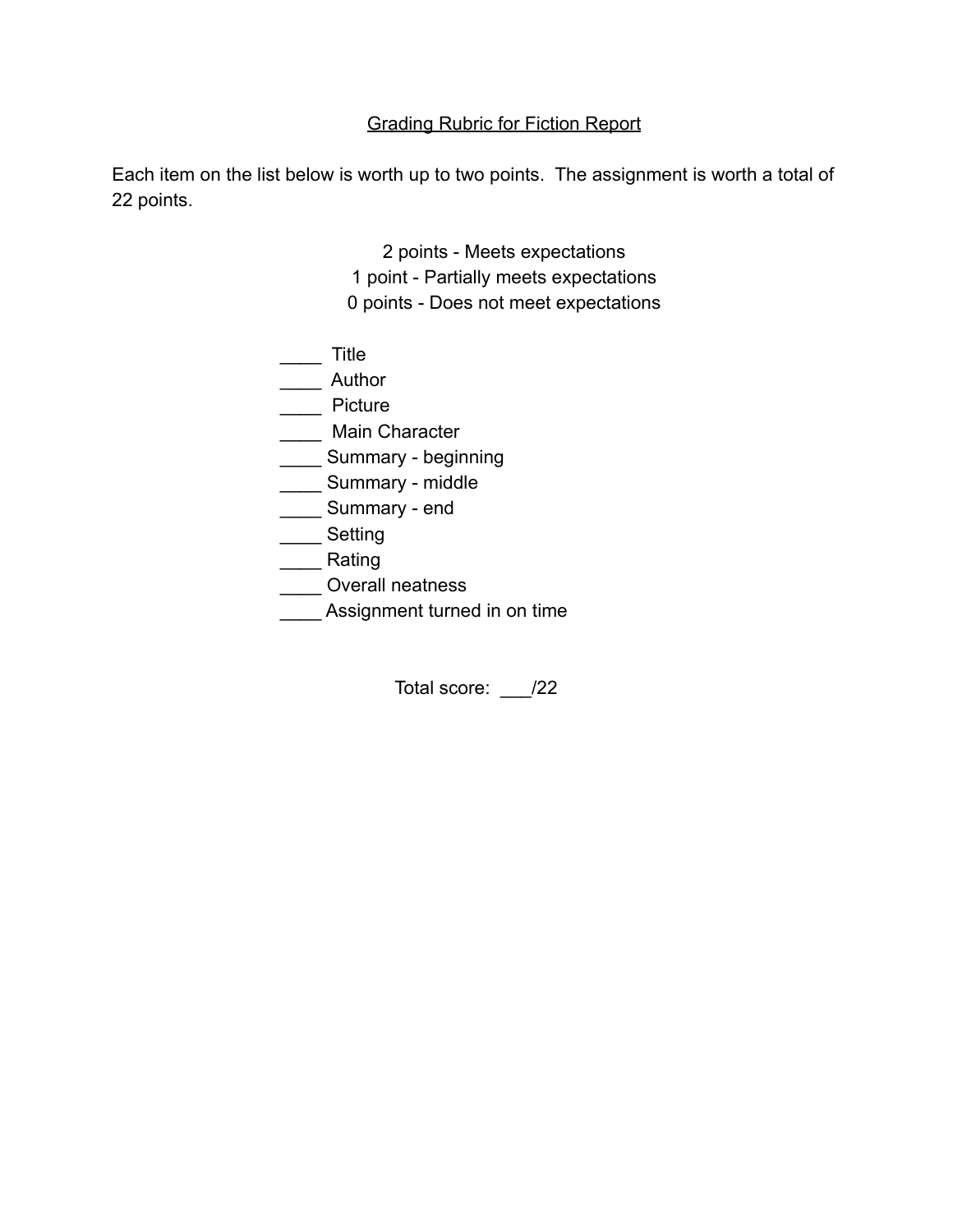## Grading Rubric for Fiction Report

Each item on the list below is worth up to two points. The assignment is worth a total of 22 points.

2 points - Meets expectations
1 point - Partially meets expectations
0 points - Does not meet expectations

____ Title
____ Author
____ Picture
____ Main Character
____ Summary - beginning
____ Summary - middle
____ Summary - end
____ Setting
____ Rating
____ Overall neatness
____ Assignment turned in on time

Total score: ___/22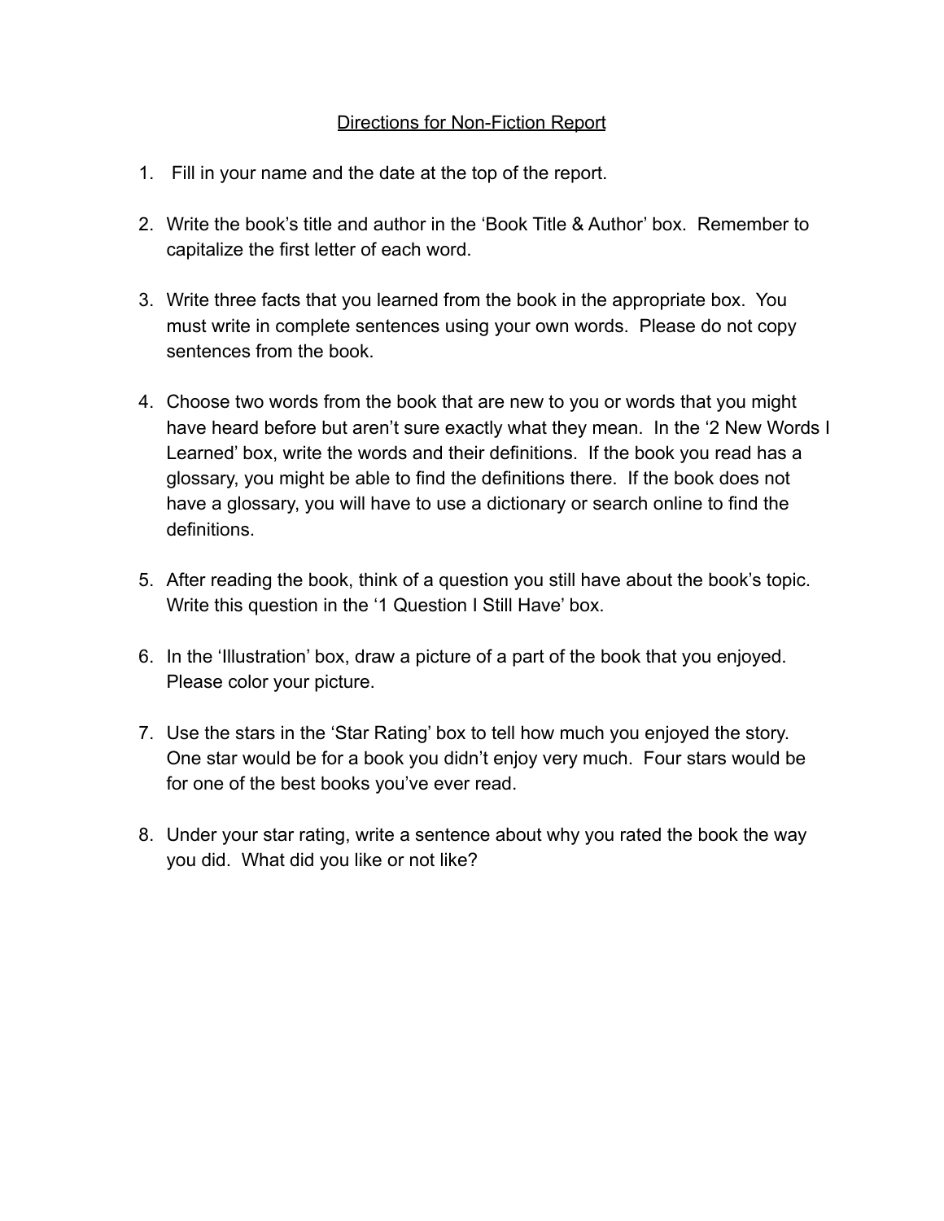# Directions for Non-Fiction Report

1. Fill in your name and the date at the top of the report.

2. Write the book's title and author in the 'Book Title & Author' box. Remember to capitalize the first letter of each word.

3. Write three facts that you learned from the book in the appropriate box. You must write in complete sentences using your own words. Please do not copy sentences from the book.

4. Choose two words from the book that are new to you or words that you might have heard before but aren't sure exactly what they mean. In the '2 New Words I Learned' box, write the words and their definitions. If the book you read has a glossary, you might be able to find the definitions there. If the book does not have a glossary, you will have to use a dictionary or search online to find the definitions.

5. After reading the book, think of a question you still have about the book's topic. Write this question in the '1 Question I Still Have' box.

6. In the 'Illustration' box, draw a picture of a part of the book that you enjoyed. Please color your picture.

7. Use the stars in the 'Star Rating' box to tell how much you enjoyed the story. One star would be for a book you didn't enjoy very much. Four stars would be for one of the best books you've ever read.

8. Under your star rating, write a sentence about why you rated the book the way you did. What did you like or not like?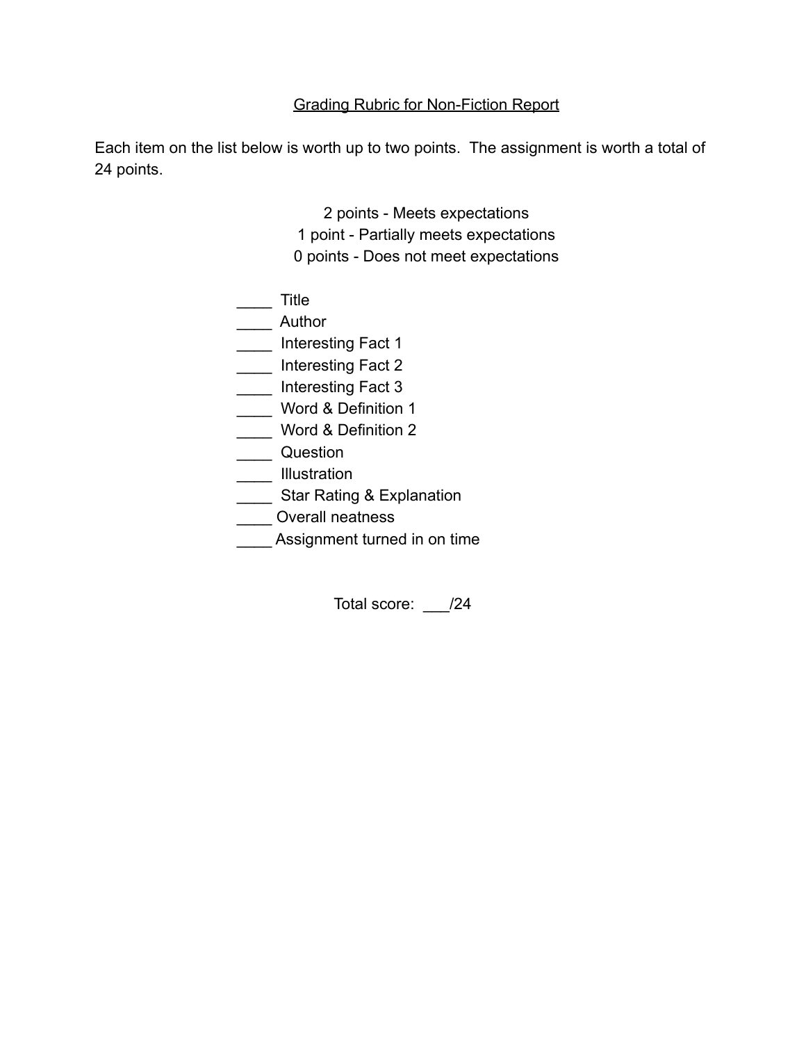<u>Grading Rubric for Non-Fiction Report</u>

Each item on the list below is worth up to two points. The assignment is worth a total of 24 points.

2 points - Meets expectations
1 point - Partially meets expectations
0 points - Does not meet expectations

____ Title
____ Author
____ Interesting Fact 1
____ Interesting Fact 2
____ Interesting Fact 3
____ Word & Definition 1
____ Word & Definition 2
____ Question
____ Illustration
____ Star Rating & Explanation
____ Overall neatness
____ Assignment turned in on time

Total score: ___/24